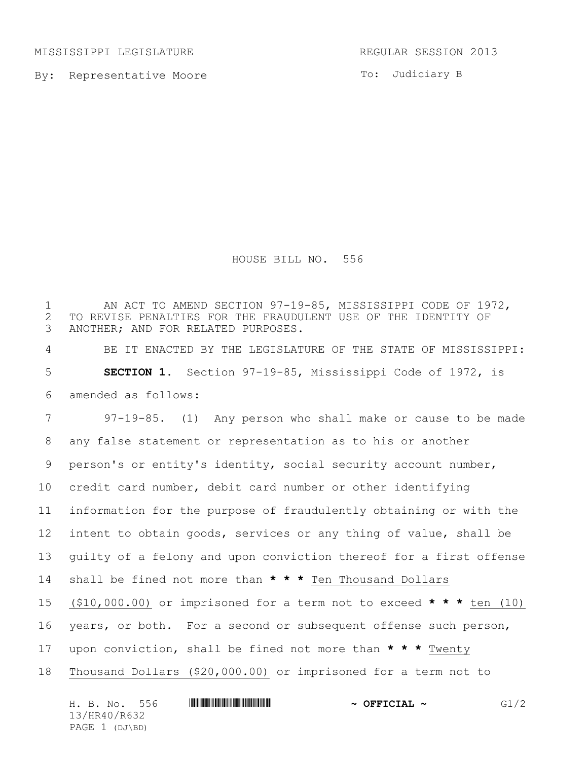MISSISSIPPI LEGISLATURE REGULAR SESSION 2013

By: Representative Moore

To: Judiciary B

# HOUSE BILL NO. 556

AN ACT TO AMEND SECTION 97-19-85, MISSISSIPPI CODE OF 1972, TO REVISE PENALTIES FOR THE FRAUDULENT USE OF THE IDENTITY OF ANOTHER; AND FOR RELATED PURPOSES.

BE IT ENACTED BY THE LEGISLATURE OF THE STATE OF MISSISSIPPI:

**SECTION 1.** Section 97-19-85, Mississippi Code of 1972, is amended as follows:

97-19-85. (1) Any person who shall make or cause to be made any false statement or representation as to his or another person's or entity's identity, social security account number, credit card number, debit card number or other identifying information for the purpose of fraudulently obtaining or with the intent to obtain goods, services or any thing of value, shall be guilty of a felony and upon conviction thereof for a first offense shall be fined not more than **\* \* \*** <u>Ten Thousand Dollars ($10,000.00)</u> or imprisoned for a term not to exceed **\* \* \*** <u>ten (10)</u> years, or both. For a second or subsequent offense such person, upon conviction, shall be fined not more than **\* \* \*** <u>Twenty Thousand Dollars ($20,000.00)</u> or imprisoned for a term not to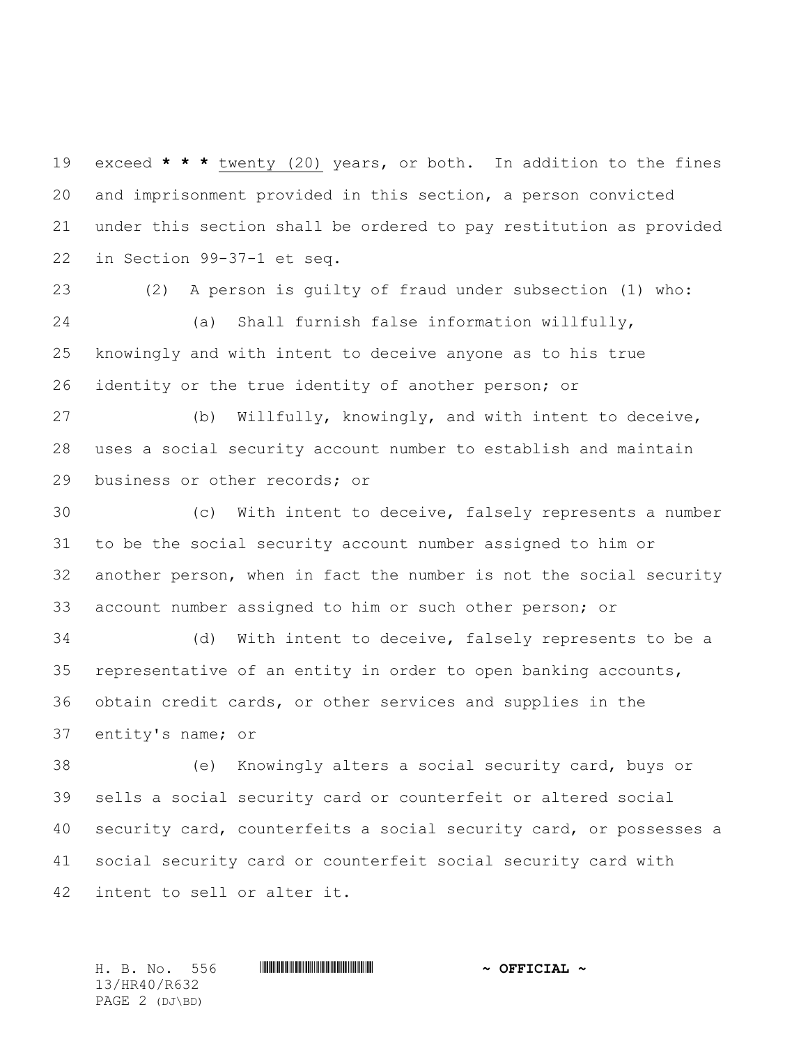exceed * * * twenty (20) years, or both. In addition to the fines and imprisonment provided in this section, a person convicted under this section shall be ordered to pay restitution as provided in Section 99-37-1 et seq.

(2) A person is guilty of fraud under subsection (1) who:

(a) Shall furnish false information willfully, knowingly and with intent to deceive anyone as to his true identity or the true identity of another person; or

(b) Willfully, knowingly, and with intent to deceive, uses a social security account number to establish and maintain business or other records; or

(c) With intent to deceive, falsely represents a number to be the social security account number assigned to him or another person, when in fact the number is not the social security account number assigned to him or such other person; or

(d) With intent to deceive, falsely represents to be a representative of an entity in order to open banking accounts, obtain credit cards, or other services and supplies in the entity's name; or

(e) Knowingly alters a social security card, buys or sells a social security card or counterfeit or altered social security card, counterfeits a social security card, or possesses a social security card or counterfeit social security card with intent to sell or alter it.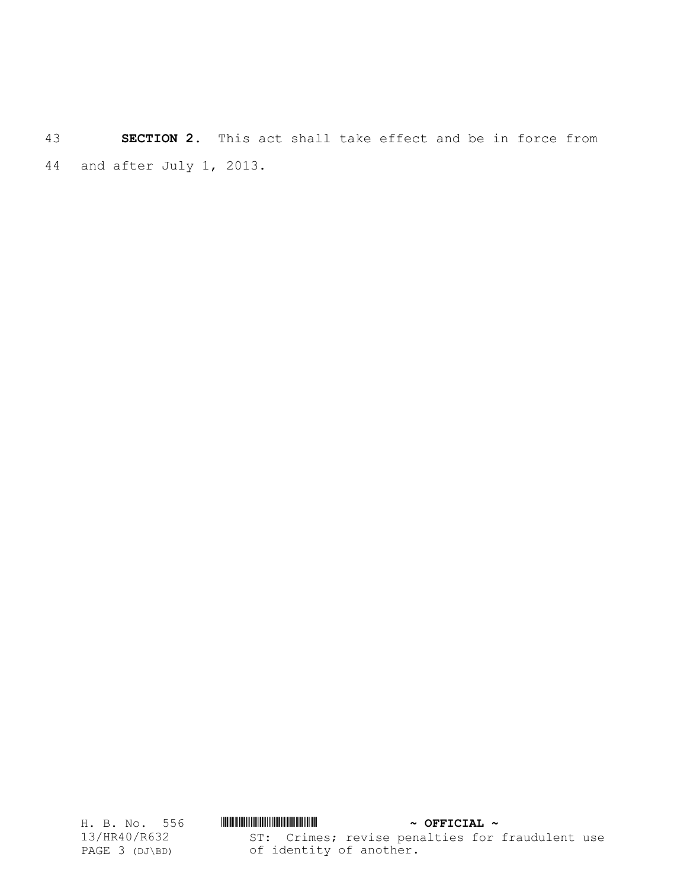**SECTION 2.** This act shall take effect and be in force from and after July 1, 2013.